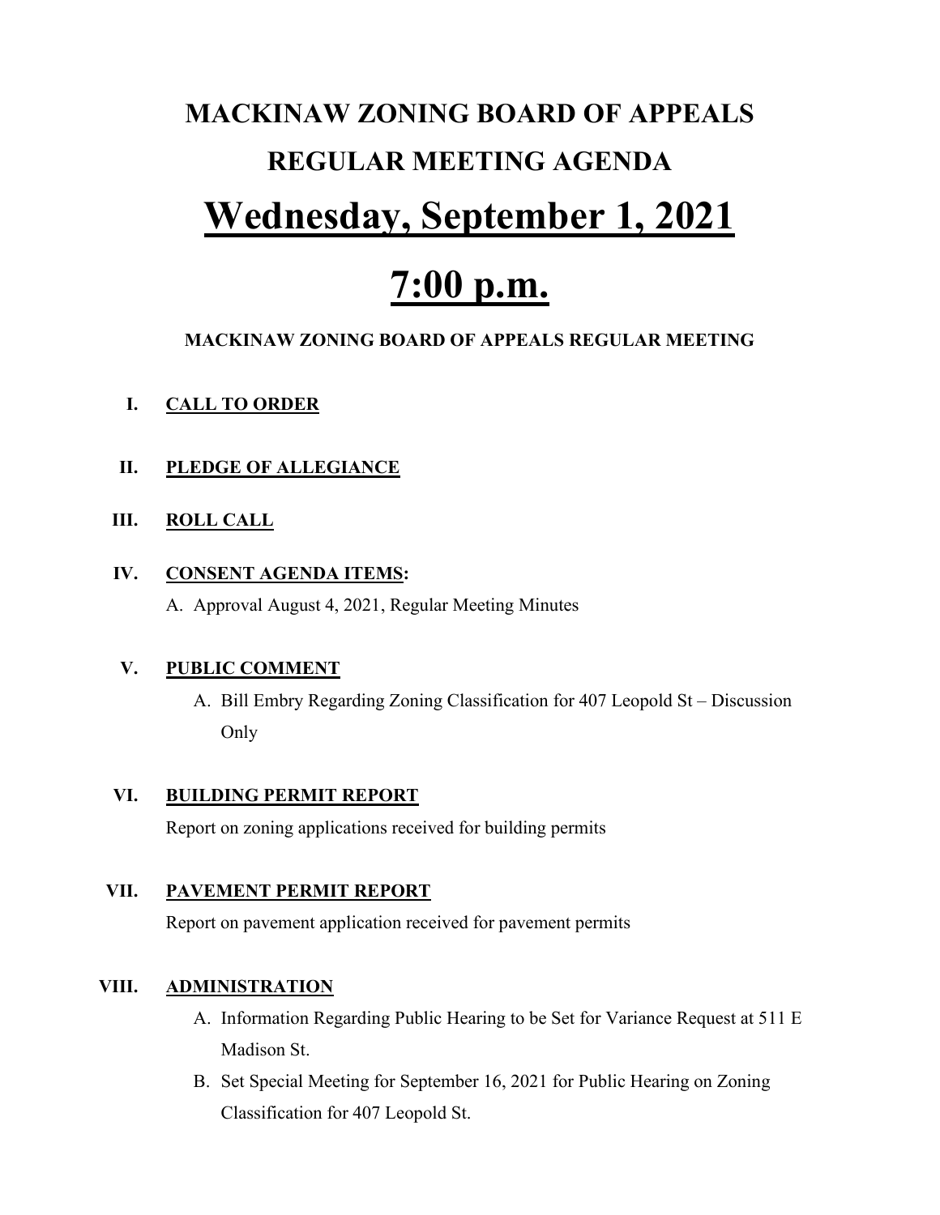# MACKINAW ZONING BOARD OF APPEALS

## REGULAR MEETING AGENDA

# Wednesday, September 1, 2021

# 7:00 p.m.

**MACKINAW ZONING BOARD OF APPEALS REGULAR MEETING**

I. **CALL TO ORDER**

II. **PLEDGE OF ALLEGIANCE**

III. **ROLL CALL**

IV. **CONSENT AGENDA ITEMS:**

A. Approval August 4, 2021, Regular Meeting Minutes

V. **PUBLIC COMMENT**

A. Bill Embry Regarding Zoning Classification for 407 Leopold St – Discussion Only

VI. **BUILDING PERMIT REPORT**

Report on zoning applications received for building permits

VII. **PAVEMENT PERMIT REPORT**

Report on pavement application received for pavement permits

VIII. **ADMINISTRATION**

A. Information Regarding Public Hearing to be Set for Variance Request at 511 E Madison St.

B. Set Special Meeting for September 16, 2021 for Public Hearing on Zoning Classification for 407 Leopold St.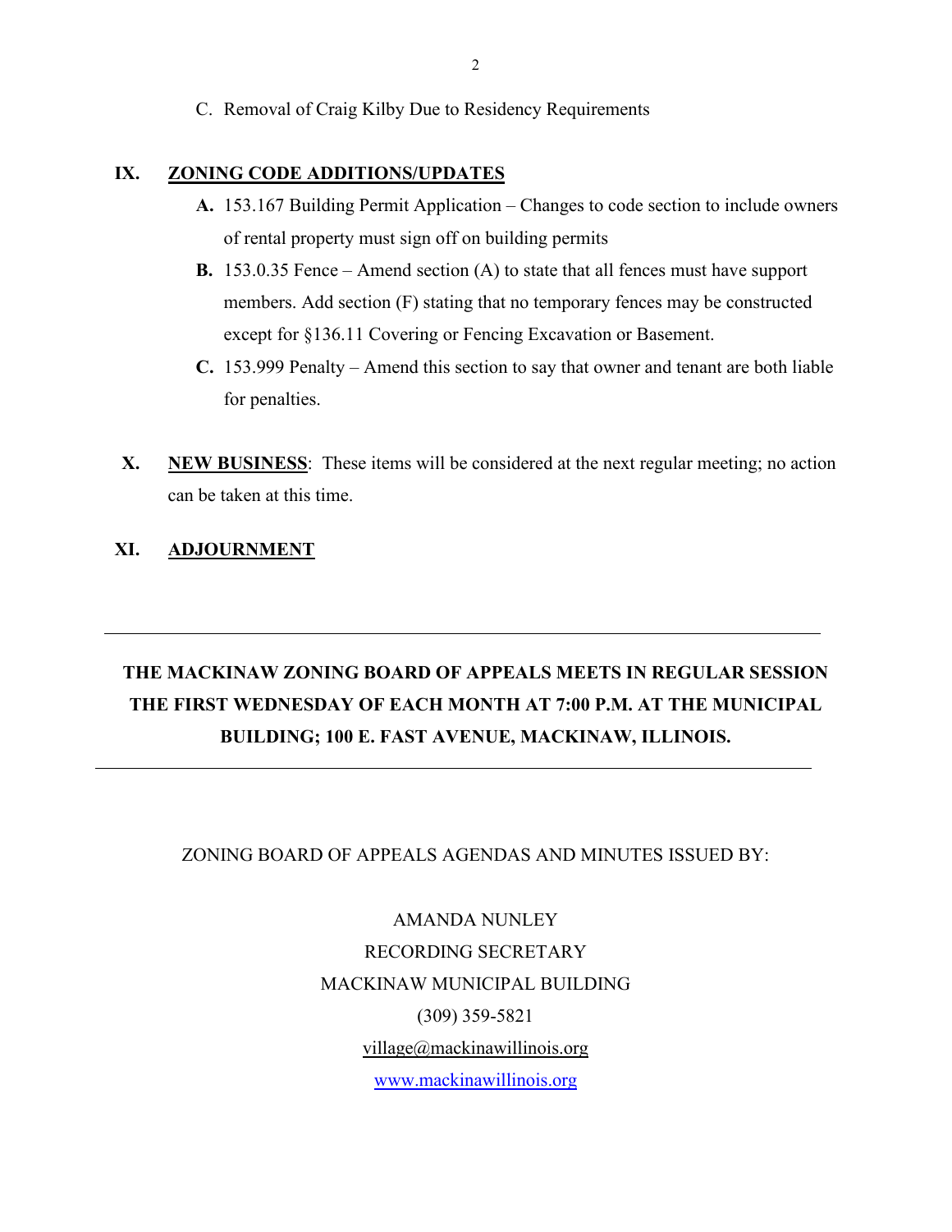C. Removal of Craig Kilby Due to Residency Requirements

## IX. ZONING CODE ADDITIONS/UPDATES

**A.** 153.167 Building Permit Application – Changes to code section to include owners of rental property must sign off on building permits

**B.** 153.0.35 Fence – Amend section (A) to state that all fences must have support members. Add section (F) stating that no temporary fences may be constructed except for §136.11 Covering or Fencing Excavation or Basement.

**C.** 153.999 Penalty – Amend this section to say that owner and tenant are both liable for penalties.

## X. NEW BUSINESS: These items will be considered at the next regular meeting; no action can be taken at this time.

## XI. ADJOURNMENT

---

**THE MACKINAW ZONING BOARD OF APPEALS MEETS IN REGULAR SESSION THE FIRST WEDNESDAY OF EACH MONTH AT 7:00 P.M. AT THE MUNICIPAL BUILDING; 100 E. FAST AVENUE, MACKINAW, ILLINOIS.**

---

ZONING BOARD OF APPEALS AGENDAS AND MINUTES ISSUED BY:

AMANDA NUNLEY
RECORDING SECRETARY
MACKINAW MUNICIPAL BUILDING
(309) 359-5821
village@mackinawillinois.org
www.mackinawillinois.org